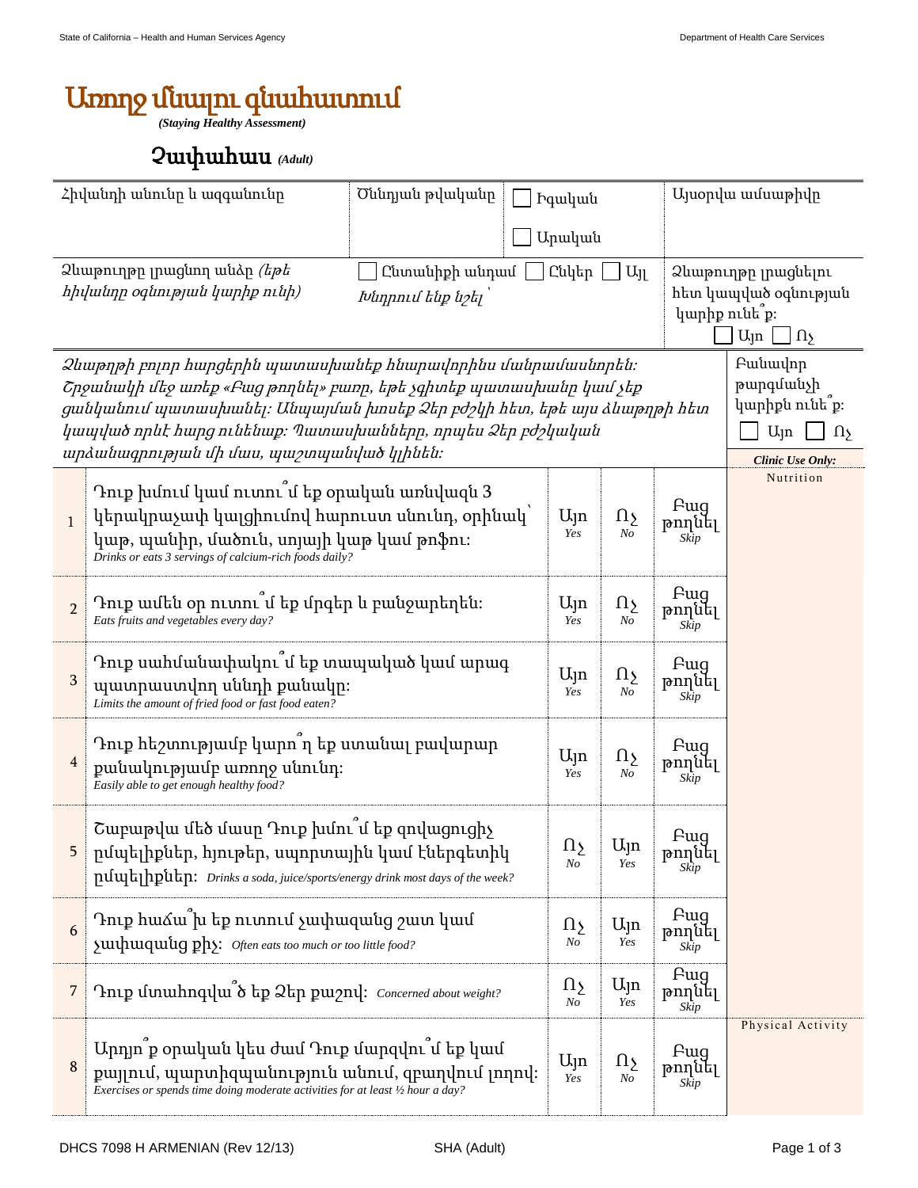# Առողջ մնալու գնահատում

*(Staying Healthy Assessment)*

## Չափահաս *(Adult)*

| Հիվանդի անունը և ազգանունը | Ծննդյան թվականը | ☐ Իգական ☐ Արական | Այսօրվա ամսաթիվը |
|---|---|---|---|
| Ձևաթուղթը լրացնող անձը *(եթե հիվանդը օգնության կարիք ունի)* | ☐ Ընտանիքի անդամ ☐ Ընկեր ☐ Այլ *Խնդրում ենք նշել՝* | | Ձևաթուղթը լրացնելու հետ կապված օգնության կարիք ունե՞ք: ☐ Այո ☐ Ոչ |

*Ձևաթղթի բոլոր հարցերին պատասխանեք հնարավորինս մանրամասնորեն: Շրջանակի մեջ առեք «Բաց թողնել» բառը, եթե չգիտեք պատասխանը կամ չեք ցանկանում պատասխանել: Անպայման խոսեք Ձեր բժշկի հետ, եթե այս ձևաթղթի հետ կապված որևէ հարց ունենաք: Պատասխանները, որպես Ձեր բժշկական արձանագրության մի մաս, պաշտպանված կլինեն:*

Բանավոր թարգմանչի կարիքն ունե՞ք: ☐ Այո ☐ Ոչ

| # | Հարց | | | | ***Clinic Use Only:*** |
|---|---|---|---|---|---|
| 1 | Դուք խմում կամ ուտու՞մ եք օրական առնվազն 3 կերակրաչափ կալցիումով հարուստ սնունդ, օրինակ՝ կաթ, պանիր, մածուն, սոյայի կաթ կամ թոֆու: *Drinks or eats 3 servings of calcium-rich foods daily?* | Այո *Yes* | Ոչ *No* | Բաց թողնել *Skip* | Nutrition |
| 2 | Դուք ամեն օր ուտու՞մ եք մրգեր և բանջարեղեն: *Eats fruits and vegetables every day?* | Այո *Yes* | Ոչ *No* | Բաց թողնել *Skip* | |
| 3 | Դուք սահմանափակու՞մ եք տապակած կամ արագ պատրաստվող սննդի քանակը: *Limits the amount of fried food or fast food eaten?* | Այո *Yes* | Ոչ *No* | Բաց թողնել *Skip* | |
| 4 | Դուք հեշտությամբ կարո՞ղ եք ստանալ բավարար քանակությամբ առողջ սնունդ: *Easily able to get enough healthy food?* | Այո *Yes* | Ոչ *No* | Բաց թողնել *Skip* | |
| 5 | Շաբաթվա մեծ մասը Դուք խմու՞մ եք զովացուցիչ ըմպելիքներ, հյութեր, սպորտային կամ էներգետիկ ըմպելիքներ: *Drinks a soda, juice/sports/energy drink most days of the week?* | Ոչ *No* | Այո *Yes* | Բաց թողնել *Skip* | |
| 6 | Դուք հաճա՞խ եք ուտում չափազանց շատ կամ չափազանց քիչ: *Often eats too much or too little food?* | Ոչ *No* | Այո *Yes* | Բաց թողնել *Skip* | |
| 7 | Դուք մտահոգվա՞ծ եք Ձեր քաշով: *Concerned about weight?* | Ոչ *No* | Այո *Yes* | Բաց թողնել *Skip* | |
| 8 | Արդյո՞ք օրական կես ժամ Դուք մարզվու՞մ եք կամ քայլում, պարտիզպանություն անում, զբաղվում լողով: *Exercises or spends time doing moderate activities for at least ½ hour a day?* | Այո *Yes* | Ոչ *No* | Բաց թողնել *Skip* | Physical Activity |

DHCS 7098 H ARMENIAN (Rev 12/13) SHA (Adult)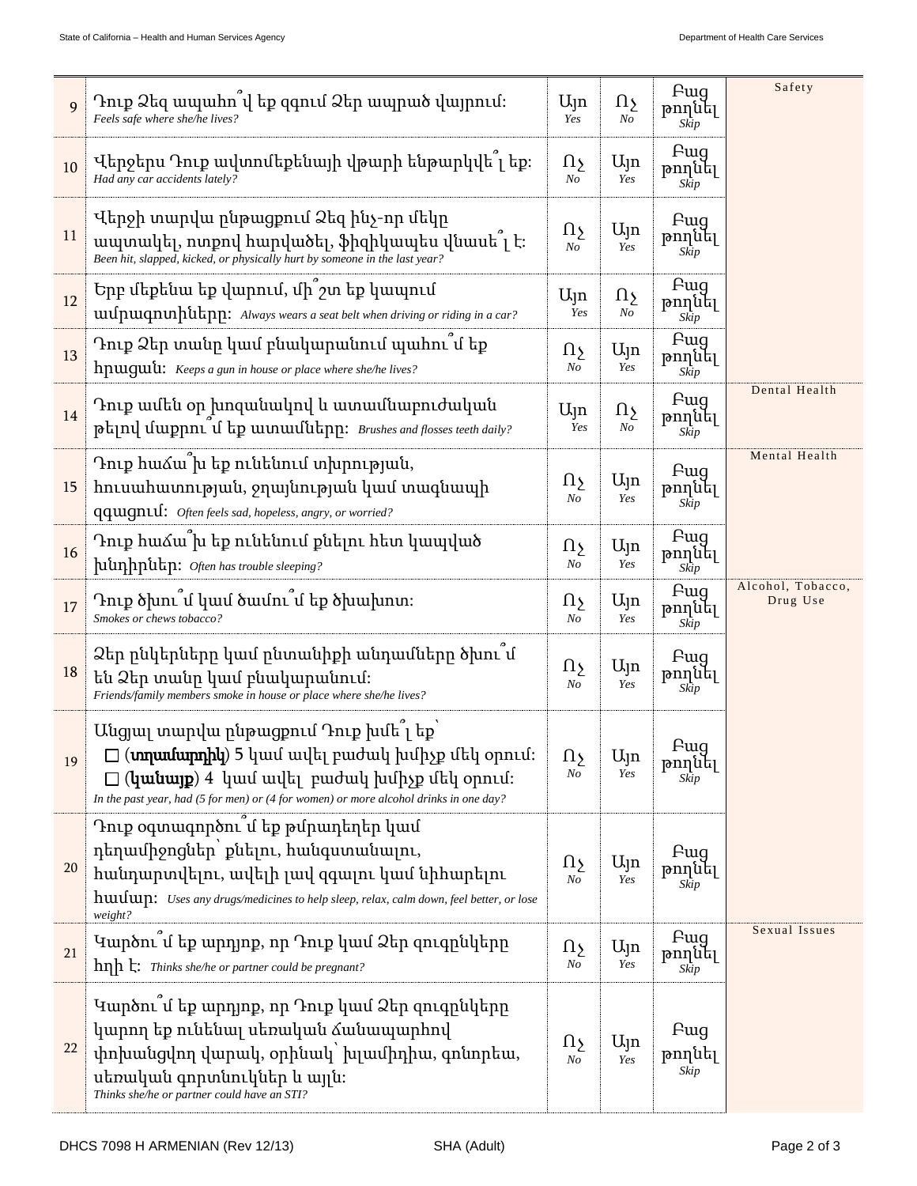| # | Question | | | | Category |
|---|---|---|---|---|---|
| 9 | Դուք Ձեզ ապահո՞վ եք զգում Ձեր ապրած վայրում: *Feels safe where she/he lives?* | Այո *Yes* | Ոչ *No* | Բաց թողնել *Skip* | Safety |
| 10 | Վերջերս Դուք ավտոմեքենայի վթարի ենթարկվե՞լ եք: *Had any car accidents lately?* | Ոչ *No* | Այո *Yes* | Բաց թողնել *Skip* | |
| 11 | Վերջի տարվա ընթացքում Ձեզ ինչ-որ մեկը ապտակել, ոտքով հարվածել, ֆիզիկապես վնասե՞լ է: *Been hit, slapped, kicked, or physically hurt by someone in the last year?* | Ոչ *No* | Այո *Yes* | Բաց թողնել *Skip* | |
| 12 | Երբ մեքենա եք վարում, մի՞շտ եք կապում ամրագոտիները: *Always wears a seat belt when driving or riding in a car?* | Այո *Yes* | Ոչ *No* | Բաց թողնել *Skip* | |
| 13 | Դուք Ձեր տանը կամ բնակարանում պահու՞մ եք հրացան: *Keeps a gun in house or place where she/he lives?* | Ոչ *No* | Այո *Yes* | Բաց թողնել *Skip* | |
| 14 | Դուք ամեն օր խոզանակով և ատամնաբուժական թելով մաքրու՞մ եք ատամները: *Brushes and flosses teeth daily?* | Այո *Yes* | Ոչ *No* | Բաց թողնել *Skip* | Dental Health |
| 15 | Դուք հաճա՞խ եք ունենում տխրության, հուսահատության, ջղայնության կամ տագնապի զգացում: *Often feels sad, hopeless, angry, or worried?* | Ոչ *No* | Այո *Yes* | Բաց թողնել *Skip* | Mental Health |
| 16 | Դուք հաճա՞խ եք ունենում քնելու հետ կապված խնդիրներ: *Often has trouble sleeping?* | Ոչ *No* | Այո *Yes* | Բաց թողնել *Skip* | |
| 17 | Դուք ծխու՞մ կամ ծամու՞մ եք ծխախոտ: *Smokes or chews tobacco?* | Ոչ *No* | Այո *Yes* | Բաց թողնել *Skip* | Alcohol, Tobacco, Drug Use |
| 18 | Ձեր ընկերները կամ ընտանիքի անդամները ծխու՞մ են Ձեր տանը կամ բնակարանում: *Friends/family members smoke in house or place where she/he lives?* | Ոչ *No* | Այո *Yes* | Բաց թողնել *Skip* | |
| 19 | Անցյալ տարվա ընթացքում Դուք խմե՞լ եք՝ ☐ (**տղամարդիկ**) 5 կամ ավել բաժակ խմիչք մեկ օրում: ☐ (**կանայք**) 4 կամ ավել բաժակ խմիչք մեկ օրում: *In the past year, had (5 for men) or (4 for women) or more alcohol drinks in one day?* | Ոչ *No* | Այո *Yes* | Բաց թողնել *Skip* | |
| 20 | Դուք օգտագործու՞մ եք թմրադեղեր կամ դեղամիջոցներ՝ քնելու, հանգստանալու, հանդարտվելու, ավելի լավ զգալու կամ նիհարելու համար: *Uses any drugs/medicines to help sleep, relax, calm down, feel better, or lose weight?* | Ոչ *No* | Այո *Yes* | Բաց թողնել *Skip* | |
| 21 | Կարծու՞մ եք արդյոք, որ Դուք կամ Ձեր զուգընկերը հղի է: *Thinks she/he or partner could be pregnant?* | Ոչ *No* | Այո *Yes* | Բաց թողնել *Skip* | Sexual Issues |
| 22 | Կարծու՞մ եք արդյոք, որ Դուք կամ Ձեր զուգընկերը կարող եք ունենալ սեռական ճանապարհով փոխանցվող վարակ, օրինակ՝ խլամիդիա, գոնորեա, սեռական գորտնուկներ և այլն: *Thinks she/he or partner could have an STI?* | Ոչ *No* | Այո *Yes* | Բաց թողնել *Skip* | |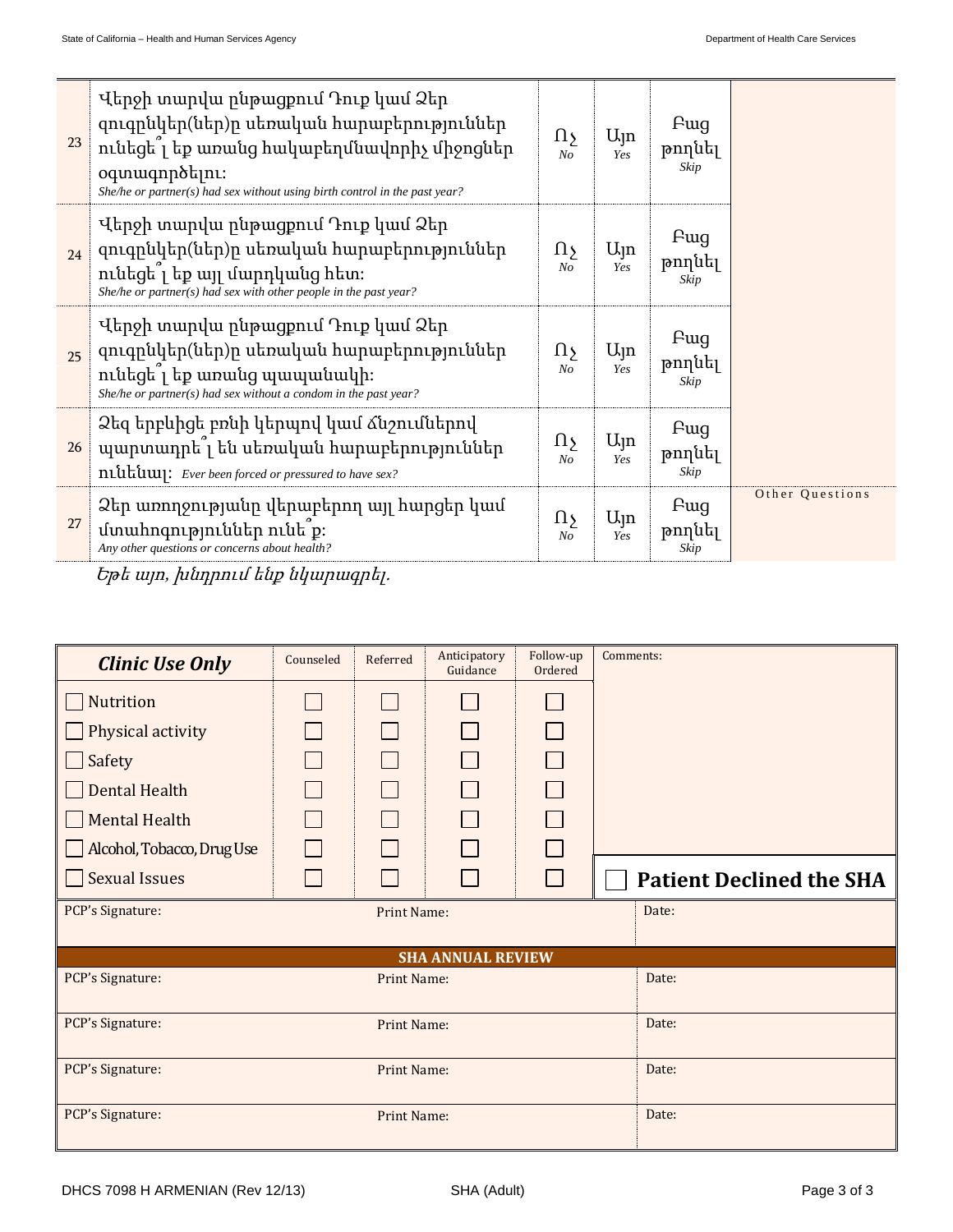| | | | | | |
|---|---|---|---|---|---|
| 23 | Վերջի տարվա ընթացքում Դուք կամ Ձեր զուգընկեր(ներ)ը սեռական հարաբերություններ ունեցե՞լ եք առանց հակաբեղմնավորիչ միջոցներ օգտագործելու: *She/he or partner(s) had sex without using birth control in the past year?* | Ոչ *No* | Այո *Yes* | Բաց թողնել *Skip* | |
| 24 | Վերջի տարվա ընթացքում Դուք կամ Ձեր զուգընկեր(ներ)ը սեռական հարաբերություններ ունեցե՞լ եք այլ մարդկանց հետ: *She/he or partner(s) had sex with other people in the past year?* | Ոչ *No* | Այո *Yes* | Բաց թողնել *Skip* | |
| 25 | Վերջի տարվա ընթացքում Դուք կամ Ձեր զուգընկեր(ներ)ը սեռական հարաբերություններ ունեցե՞լ եք առանց պահպանակի: *She/he or partner(s) had sex without a condom in the past year?* | Ոչ *No* | Այո *Yes* | Բաց թողնել *Skip* | |
| 26 | Ձեզ երբևիցե բռնի կերպով կամ ճնշումներով պարտադրե՞լ են սեռական հարաբերություններ ունենալ: *Ever been forced or pressured to have sex?* | Ոչ *No* | Այո *Yes* | Բաց թողնել *Skip* | |
| 27 | Ձեր առողջությանը վերաբերող այլ հարցեր կամ մտահոգություններ ունե՞ք: *Any other questions or concerns about health?* | Ոչ *No* | Այո *Yes* | Բաց թողնել *Skip* | Other Questions |

*Եթե այո, խնդրում ենք նկարագրել.*

| ***Clinic Use Only*** | Counseled | Referred | Anticipatory Guidance | Follow-up Ordered | Comments: |
|---|---|---|---|---|---|
| ☐ Nutrition | ☐ | ☐ | ☐ | ☐ | |
| ☐ Physical activity | ☐ | ☐ | ☐ | ☐ | |
| ☐ Safety | ☐ | ☐ | ☐ | ☐ | |
| ☐ Dental Health | ☐ | ☐ | ☐ | ☐ | |
| ☐ Mental Health | ☐ | ☐ | ☐ | ☐ | |
| ☐ Alcohol, Tobacco, Drug Use | ☐ | ☐ | ☐ | ☐ | |
| ☐ Sexual Issues | ☐ | ☐ | ☐ | ☐ | ☐ **Patient Declined the SHA** |

| | | |
|---|---|---|
| PCP's Signature: | Print Name: | Date: |

**SHA ANNUAL REVIEW**

| | | |
|---|---|---|
| PCP's Signature: | Print Name: | Date: |
| PCP's Signature: | Print Name: | Date: |
| PCP's Signature: | Print Name: | Date: |
| PCP's Signature: | Print Name: | Date: |